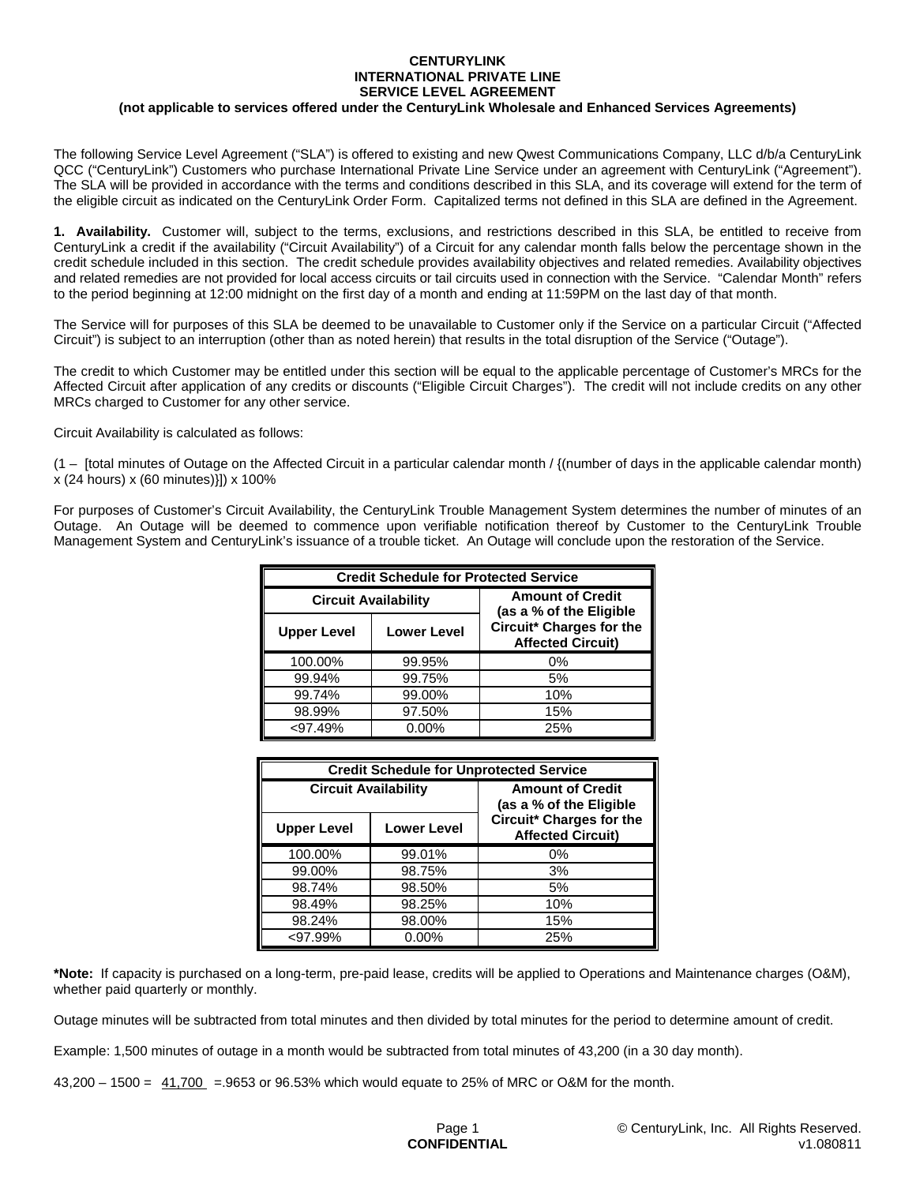**CENTURYLINK**
**INTERNATIONAL PRIVATE LINE**
**SERVICE LEVEL AGREEMENT**
**(not applicable to services offered under the CenturyLink Wholesale and Enhanced Services Agreements)**

The following Service Level Agreement ("SLA") is offered to existing and new Qwest Communications Company, LLC d/b/a CenturyLink QCC ("CenturyLink") Customers who purchase International Private Line Service under an agreement with CenturyLink ("Agreement"). The SLA will be provided in accordance with the terms and conditions described in this SLA, and its coverage will extend for the term of the eligible circuit as indicated on the CenturyLink Order Form. Capitalized terms not defined in this SLA are defined in the Agreement.

**1. Availability.** Customer will, subject to the terms, exclusions, and restrictions described in this SLA, be entitled to receive from CenturyLink a credit if the availability ("Circuit Availability") of a Circuit for any calendar month falls below the percentage shown in the credit schedule included in this section. The credit schedule provides availability objectives and related remedies. Availability objectives and related remedies are not provided for local access circuits or tail circuits used in connection with the Service. "Calendar Month" refers to the period beginning at 12:00 midnight on the first day of a month and ending at 11:59PM on the last day of that month.

The Service will for purposes of this SLA be deemed to be unavailable to Customer only if the Service on a particular Circuit ("Affected Circuit") is subject to an interruption (other than as noted herein) that results in the total disruption of the Service ("Outage").

The credit to which Customer may be entitled under this section will be equal to the applicable percentage of Customer's MRCs for the Affected Circuit after application of any credits or discounts ("Eligible Circuit Charges"). The credit will not include credits on any other MRCs charged to Customer for any other service.

Circuit Availability is calculated as follows:

(1 – [total minutes of Outage on the Affected Circuit in a particular calendar month / {(number of days in the applicable calendar month) x (24 hours) x (60 minutes)}]) x 100%

For purposes of Customer's Circuit Availability, the CenturyLink Trouble Management System determines the number of minutes of an Outage. An Outage will be deemed to commence upon verifiable notification thereof by Customer to the CenturyLink Trouble Management System and CenturyLink's issuance of a trouble ticket. An Outage will conclude upon the restoration of the Service.

| Credit Schedule for Protected Service | | |
|---|---|---|
| Circuit Availability | | Amount of Credit (as a % of the Eligible Circuit* Charges for the Affected Circuit) |
| Upper Level | Lower Level | |
| 100.00% | 99.95% | 0% |
| 99.94% | 99.75% | 5% |
| 99.74% | 99.00% | 10% |
| 98.99% | 97.50% | 15% |
| <97.49% | 0.00% | 25% |

| Credit Schedule for Unprotected Service | | |
|---|---|---|
| Circuit Availability | | Amount of Credit (as a % of the Eligible Circuit* Charges for the Affected Circuit) |
| Upper Level | Lower Level | |
| 100.00% | 99.01% | 0% |
| 99.00% | 98.75% | 3% |
| 98.74% | 98.50% | 5% |
| 98.49% | 98.25% | 10% |
| 98.24% | 98.00% | 15% |
| <97.99% | 0.00% | 25% |

***Note:** If capacity is purchased on a long-term, pre-paid lease, credits will be applied to Operations and Maintenance charges (O&M), whether paid quarterly or monthly.

Outage minutes will be subtracted from total minutes and then divided by total minutes for the period to determine amount of credit.

Example: 1,500 minutes of outage in a month would be subtracted from total minutes of 43,200 (in a 30 day month).

43,200 – 1500 = 41,700 =.9653 or 96.53% which would equate to 25% of MRC or O&M for the month.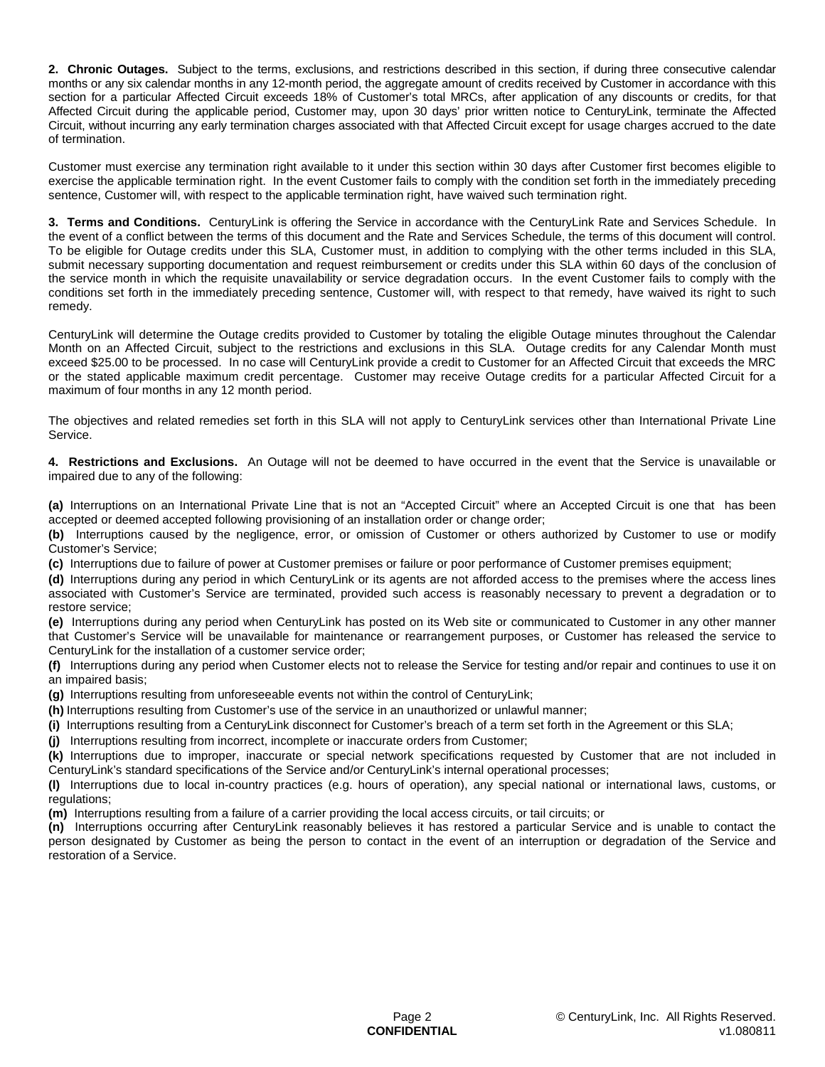**2. Chronic Outages.** Subject to the terms, exclusions, and restrictions described in this section, if during three consecutive calendar months or any six calendar months in any 12-month period, the aggregate amount of credits received by Customer in accordance with this section for a particular Affected Circuit exceeds 18% of Customer's total MRCs, after application of any discounts or credits, for that Affected Circuit during the applicable period, Customer may, upon 30 days' prior written notice to CenturyLink, terminate the Affected Circuit, without incurring any early termination charges associated with that Affected Circuit except for usage charges accrued to the date of termination.

Customer must exercise any termination right available to it under this section within 30 days after Customer first becomes eligible to exercise the applicable termination right. In the event Customer fails to comply with the condition set forth in the immediately preceding sentence, Customer will, with respect to the applicable termination right, have waived such termination right.

**3. Terms and Conditions.** CenturyLink is offering the Service in accordance with the CenturyLink Rate and Services Schedule. In the event of a conflict between the terms of this document and the Rate and Services Schedule, the terms of this document will control. To be eligible for Outage credits under this SLA, Customer must, in addition to complying with the other terms included in this SLA, submit necessary supporting documentation and request reimbursement or credits under this SLA within 60 days of the conclusion of the service month in which the requisite unavailability or service degradation occurs. In the event Customer fails to comply with the conditions set forth in the immediately preceding sentence, Customer will, with respect to that remedy, have waived its right to such remedy.

CenturyLink will determine the Outage credits provided to Customer by totaling the eligible Outage minutes throughout the Calendar Month on an Affected Circuit, subject to the restrictions and exclusions in this SLA. Outage credits for any Calendar Month must exceed $25.00 to be processed. In no case will CenturyLink provide a credit to Customer for an Affected Circuit that exceeds the MRC or the stated applicable maximum credit percentage. Customer may receive Outage credits for a particular Affected Circuit for a maximum of four months in any 12 month period.

The objectives and related remedies set forth in this SLA will not apply to CenturyLink services other than International Private Line Service.

**4. Restrictions and Exclusions.** An Outage will not be deemed to have occurred in the event that the Service is unavailable or impaired due to any of the following:

**(a)** Interruptions on an International Private Line that is not an "Accepted Circuit" where an Accepted Circuit is one that has been accepted or deemed accepted following provisioning of an installation order or change order;
**(b)** Interruptions caused by the negligence, error, or omission of Customer or others authorized by Customer to use or modify Customer's Service;
**(c)** Interruptions due to failure of power at Customer premises or failure or poor performance of Customer premises equipment;
**(d)** Interruptions during any period in which CenturyLink or its agents are not afforded access to the premises where the access lines associated with Customer's Service are terminated, provided such access is reasonably necessary to prevent a degradation or to restore service;
**(e)** Interruptions during any period when CenturyLink has posted on its Web site or communicated to Customer in any other manner that Customer's Service will be unavailable for maintenance or rearrangement purposes, or Customer has released the service to CenturyLink for the installation of a customer service order;
**(f)** Interruptions during any period when Customer elects not to release the Service for testing and/or repair and continues to use it on an impaired basis;
**(g)** Interruptions resulting from unforeseeable events not within the control of CenturyLink;
**(h)** Interruptions resulting from Customer's use of the service in an unauthorized or unlawful manner;
**(i)** Interruptions resulting from a CenturyLink disconnect for Customer's breach of a term set forth in the Agreement or this SLA;
**(j)** Interruptions resulting from incorrect, incomplete or inaccurate orders from Customer;
**(k)** Interruptions due to improper, inaccurate or special network specifications requested by Customer that are not included in CenturyLink's standard specifications of the Service and/or CenturyLink's internal operational processes;
**(l)** Interruptions due to local in-country practices (e.g. hours of operation), any special national or international laws, customs, or regulations;
**(m)** Interruptions resulting from a failure of a carrier providing the local access circuits, or tail circuits; or
**(n)** Interruptions occurring after CenturyLink reasonably believes it has restored a particular Service and is unable to contact the person designated by Customer as being the person to contact in the event of an interruption or degradation of the Service and restoration of a Service.

**CONFIDENTIAL**

© CenturyLink, Inc. All Rights Reserved.
v1.080811